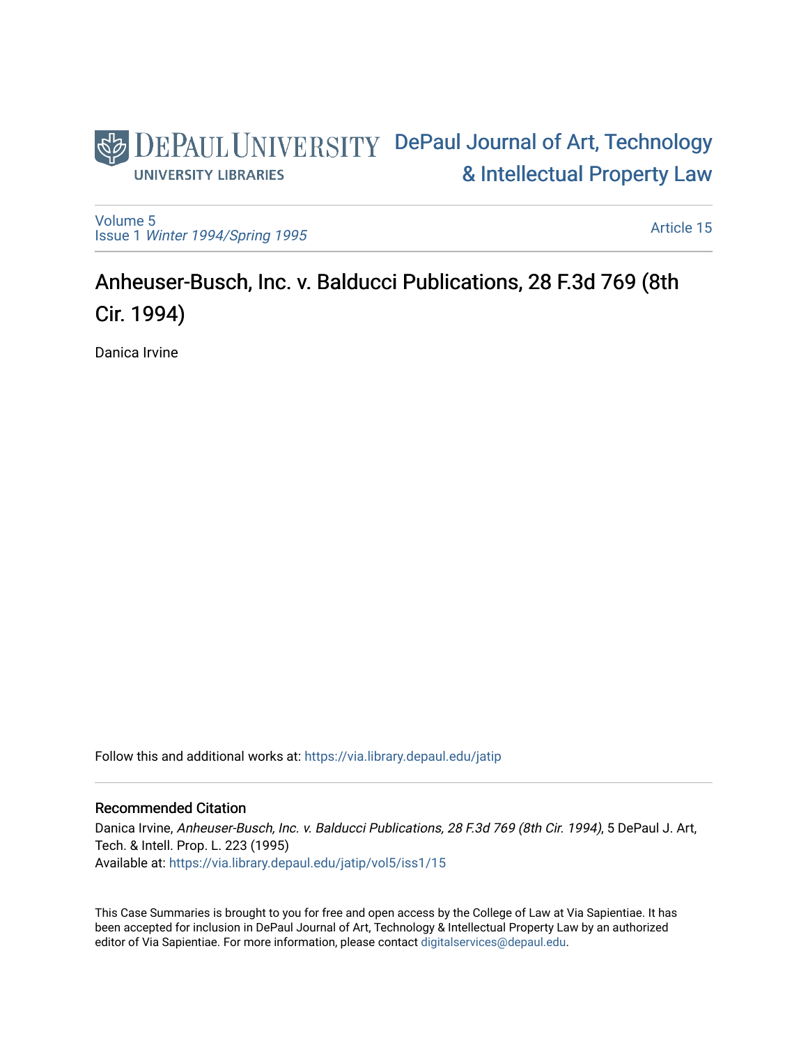DePaul University
UNIVERSITY LIBRARIES

DePaul Journal of Art, Technology & Intellectual Property Law

Volume 5
Issue 1 *Winter 1994/Spring 1995*

Article 15

# Anheuser-Busch, Inc. v. Balducci Publications, 28 F.3d 769 (8th Cir. 1994)

Danica Irvine

Follow this and additional works at: https://via.library.depaul.edu/jatip

## Recommended Citation

Danica Irvine, *Anheuser-Busch, Inc. v. Balducci Publications, 28 F.3d 769 (8th Cir. 1994)*, 5 DePaul J. Art, Tech. & Intell. Prop. L. 223 (1995)
Available at: https://via.library.depaul.edu/jatip/vol5/iss1/15

This Case Summaries is brought to you for free and open access by the College of Law at Via Sapientiae. It has been accepted for inclusion in DePaul Journal of Art, Technology & Intellectual Property Law by an authorized editor of Via Sapientiae. For more information, please contact digitalservices@depaul.edu.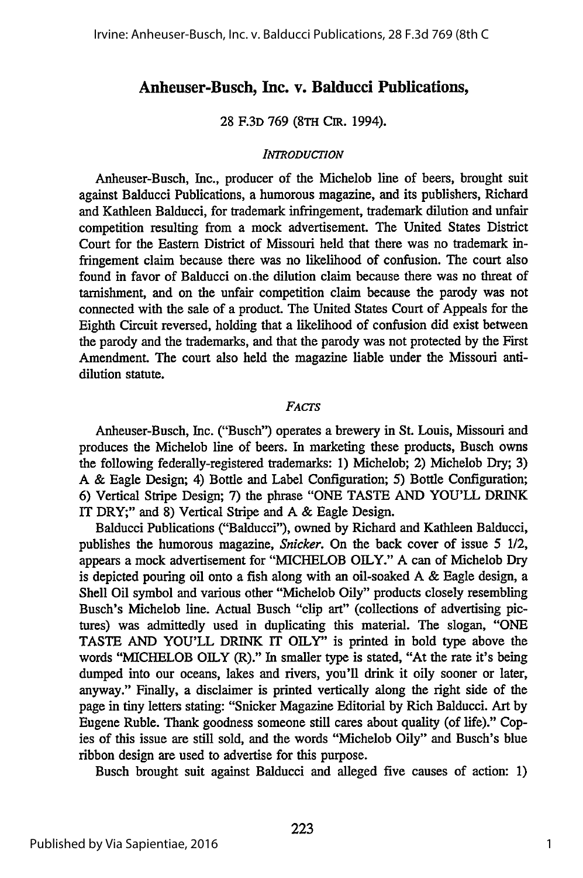# Anheuser-Busch, Inc. v. Balducci Publications,

28 F.3D 769 (8TH CIR. 1994).

## *INTRODUCTION*

Anheuser-Busch, Inc., producer of the Michelob line of beers, brought suit against Balducci Publications, a humorous magazine, and its publishers, Richard and Kathleen Balducci, for trademark infringement, trademark dilution and unfair competition resulting from a mock advertisement. The United States District Court for the Eastern District of Missouri held that there was no trademark infringement claim because there was no likelihood of confusion. The court also found in favor of Balducci on the dilution claim because there was no threat of tarnishment, and on the unfair competition claim because the parody was not connected with the sale of a product. The United States Court of Appeals for the Eighth Circuit reversed, holding that a likelihood of confusion did exist between the parody and the trademarks, and that the parody was not protected by the First Amendment. The court also held the magazine liable under the Missouri anti-dilution statute.

## *FACTS*

Anheuser-Busch, Inc. ("Busch") operates a brewery in St. Louis, Missouri and produces the Michelob line of beers. In marketing these products, Busch owns the following federally-registered trademarks: 1) Michelob; 2) Michelob Dry; 3) A & Eagle Design; 4) Bottle and Label Configuration; 5) Bottle Configuration; 6) Vertical Stripe Design; 7) the phrase "ONE TASTE AND YOU'LL DRINK IT DRY;" and 8) Vertical Stripe and A & Eagle Design.

Balducci Publications ("Balducci"), owned by Richard and Kathleen Balducci, publishes the humorous magazine, *Snicker*. On the back cover of issue 5 1/2, appears a mock advertisement for "MICHELOB OILY." A can of Michelob Dry is depicted pouring oil onto a fish along with an oil-soaked A & Eagle design, a Shell Oil symbol and various other "Michelob Oily" products closely resembling Busch's Michelob line. Actual Busch "clip art" (collections of advertising pictures) was admittedly used in duplicating this material. The slogan, "ONE TASTE AND YOU'LL DRINK IT OILY" is printed in bold type above the words "MICHELOB OILY (R)." In smaller type is stated, "At the rate it's being dumped into our oceans, lakes and rivers, you'll drink it oily sooner or later, anyway." Finally, a disclaimer is printed vertically along the right side of the page in tiny letters stating: "Snicker Magazine Editorial by Rich Balducci. Art by Eugene Ruble. Thank goodness someone still cares about quality (of life)." Copies of this issue are still sold, and the words "Michelob Oily" and Busch's blue ribbon design are used to advertise for this purpose.

Busch brought suit against Balducci and alleged five causes of action: 1)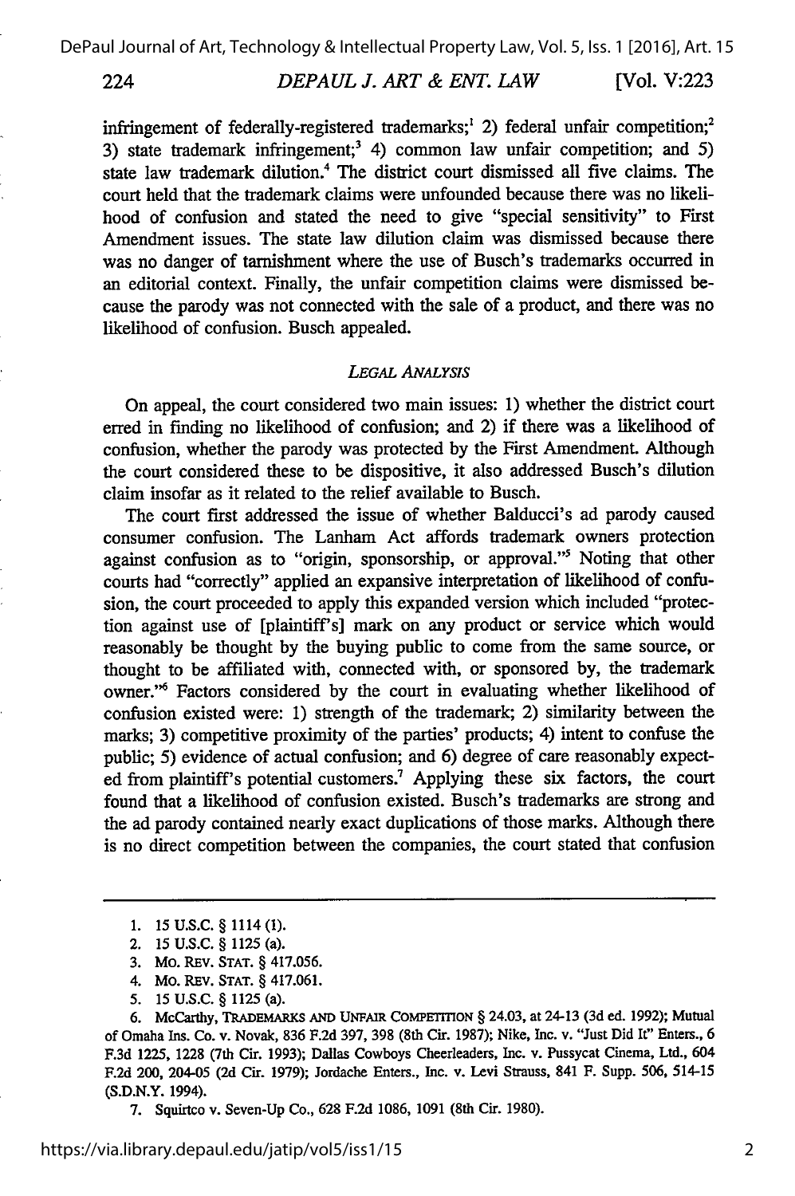infringement of federally-registered trademarks;[1] 2) federal unfair competition;[2] 3) state trademark infringement;[3] 4) common law unfair competition; and 5) state law trademark dilution.[4] The district court dismissed all five claims. The court held that the trademark claims were unfounded because there was no likelihood of confusion and stated the need to give "special sensitivity" to First Amendment issues. The state law dilution claim was dismissed because there was no danger of tarnishment where the use of Busch's trademarks occurred in an editorial context. Finally, the unfair competition claims were dismissed because the parody was not connected with the sale of a product, and there was no likelihood of confusion. Busch appealed.

### *LEGAL ANALYSIS*

On appeal, the court considered two main issues: 1) whether the district court erred in finding no likelihood of confusion; and 2) if there was a likelihood of confusion, whether the parody was protected by the First Amendment. Although the court considered these to be dispositive, it also addressed Busch's dilution claim insofar as it related to the relief available to Busch.

The court first addressed the issue of whether Balducci's ad parody caused consumer confusion. The Lanham Act affords trademark owners protection against confusion as to "origin, sponsorship, or approval."[5] Noting that other courts had "correctly" applied an expansive interpretation of likelihood of confusion, the court proceeded to apply this expanded version which included "protection against use of [plaintiff's] mark on any product or service which would reasonably be thought by the buying public to come from the same source, or thought to be affiliated with, connected with, or sponsored by, the trademark owner."[6] Factors considered by the court in evaluating whether likelihood of confusion existed were: 1) strength of the trademark; 2) similarity between the marks; 3) competitive proximity of the parties' products; 4) intent to confuse the public; 5) evidence of actual confusion; and 6) degree of care reasonably expected from plaintiff's potential customers.[7] Applying these six factors, the court found that a likelihood of confusion existed. Busch's trademarks are strong and the ad parody contained nearly exact duplications of those marks. Although there is no direct competition between the companies, the court stated that confusion

---

1. 15 U.S.C. § 1114 (1).
2. 15 U.S.C. § 1125 (a).
3. MO. REV. STAT. § 417.056.
4. MO. REV. STAT. § 417.061.
5. 15 U.S.C. § 1125 (a).
6. McCarthy, TRADEMARKS AND UNFAIR COMPETITION § 24.03, at 24-13 (3d ed. 1992); Mutual of Omaha Ins. Co. v. Novak, 836 F.2d 397, 398 (8th Cir. 1987); Nike, Inc. v. "Just Did It" Enters., 6 F.3d 1225, 1228 (7th Cir. 1993); Dallas Cowboys Cheerleaders, Inc. v. Pussycat Cinema, Ltd., 604 F.2d 200, 204-05 (2d Cir. 1979); Jordache Enters., Inc. v. Levi Strauss, 841 F. Supp. 506, 514-15 (S.D.N.Y. 1994).
7. Squirtco v. Seven-Up Co., 628 F.2d 1086, 1091 (8th Cir. 1980).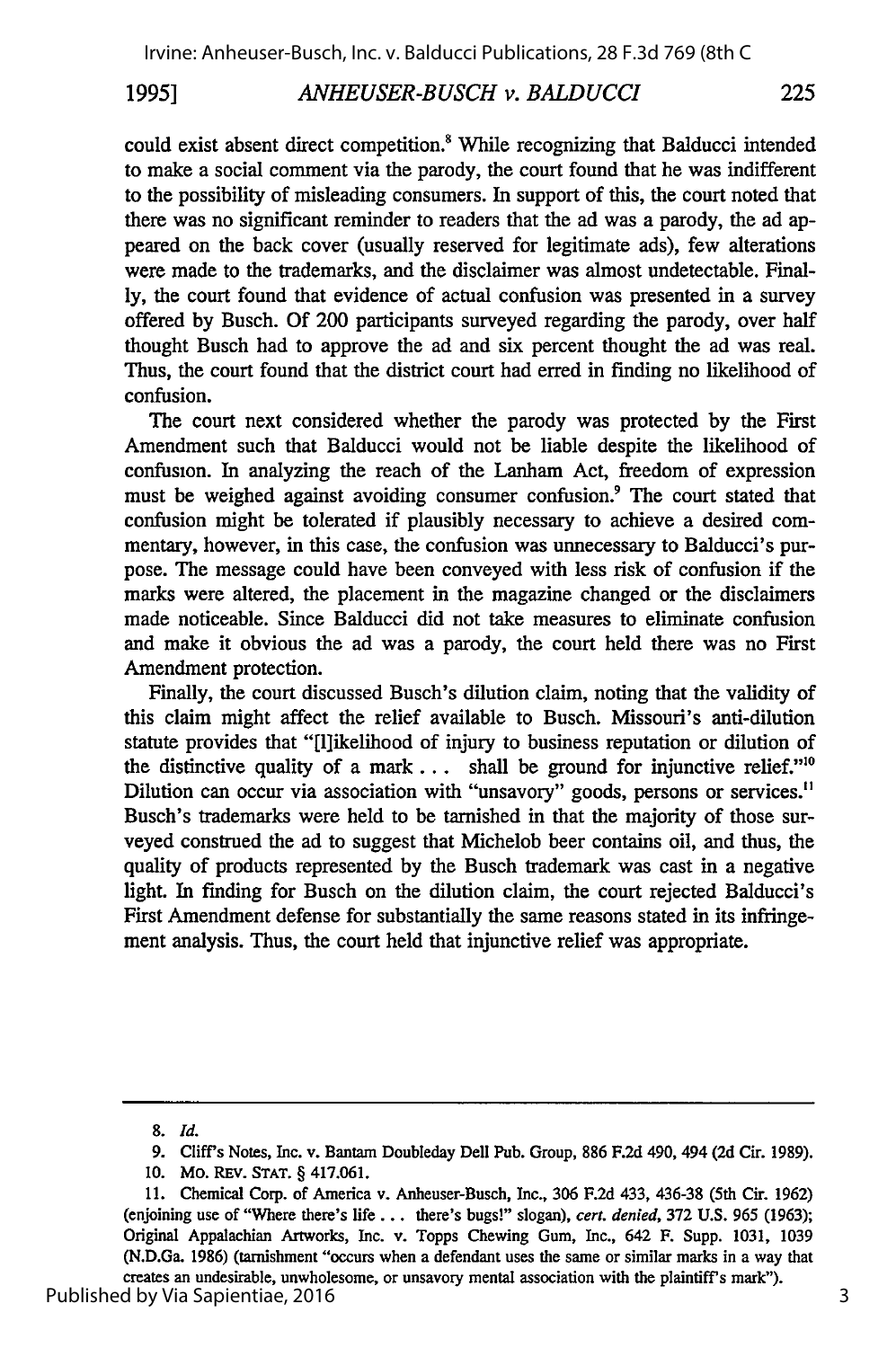could exist absent direct competition.[8] While recognizing that Balducci intended to make a social comment via the parody, the court found that he was indifferent to the possibility of misleading consumers. In support of this, the court noted that there was no significant reminder to readers that the ad was a parody, the ad appeared on the back cover (usually reserved for legitimate ads), few alterations were made to the trademarks, and the disclaimer was almost undetectable. Finally, the court found that evidence of actual confusion was presented in a survey offered by Busch. Of 200 participants surveyed regarding the parody, over half thought Busch had to approve the ad and six percent thought the ad was real. Thus, the court found that the district court had erred in finding no likelihood of confusion.

The court next considered whether the parody was protected by the First Amendment such that Balducci would not be liable despite the likelihood of confusion. In analyzing the reach of the Lanham Act, freedom of expression must be weighed against avoiding consumer confusion.[9] The court stated that confusion might be tolerated if plausibly necessary to achieve a desired commentary, however, in this case, the confusion was unnecessary to Balducci's purpose. The message could have been conveyed with less risk of confusion if the marks were altered, the placement in the magazine changed or the disclaimers made noticeable. Since Balducci did not take measures to eliminate confusion and make it obvious the ad was a parody, the court held there was no First Amendment protection.

Finally, the court discussed Busch's dilution claim, noting that the validity of this claim might affect the relief available to Busch. Missouri's anti-dilution statute provides that "[l]ikelihood of injury to business reputation or dilution of the distinctive quality of a mark . . . shall be ground for injunctive relief."[10] Dilution can occur via association with "unsavory" goods, persons or services.[11] Busch's trademarks were held to be tarnished in that the majority of those surveyed construed the ad to suggest that Michelob beer contains oil, and thus, the quality of products represented by the Busch trademark was cast in a negative light. In finding for Busch on the dilution claim, the court rejected Balducci's First Amendment defense for substantially the same reasons stated in its infringement analysis. Thus, the court held that injunctive relief was appropriate.

---

8. *Id.*

9. Cliff's Notes, Inc. v. Bantam Doubleday Dell Pub. Group, 886 F.2d 490, 494 (2d Cir. 1989).

10. MO. REV. STAT. § 417.061.

11. Chemical Corp. of America v. Anheuser-Busch, Inc., 306 F.2d 433, 436-38 (5th Cir. 1962) (enjoining use of "Where there's life . . . there's bugs!" slogan), *cert. denied*, 372 U.S. 965 (1963); Original Appalachian Artworks, Inc. v. Topps Chewing Gum, Inc., 642 F. Supp. 1031, 1039 (N.D.Ga. 1986) (tarnishment "occurs when a defendant uses the same or similar marks in a way that creates an undesirable, unwholesome, or unsavory mental association with the plaintiff's mark").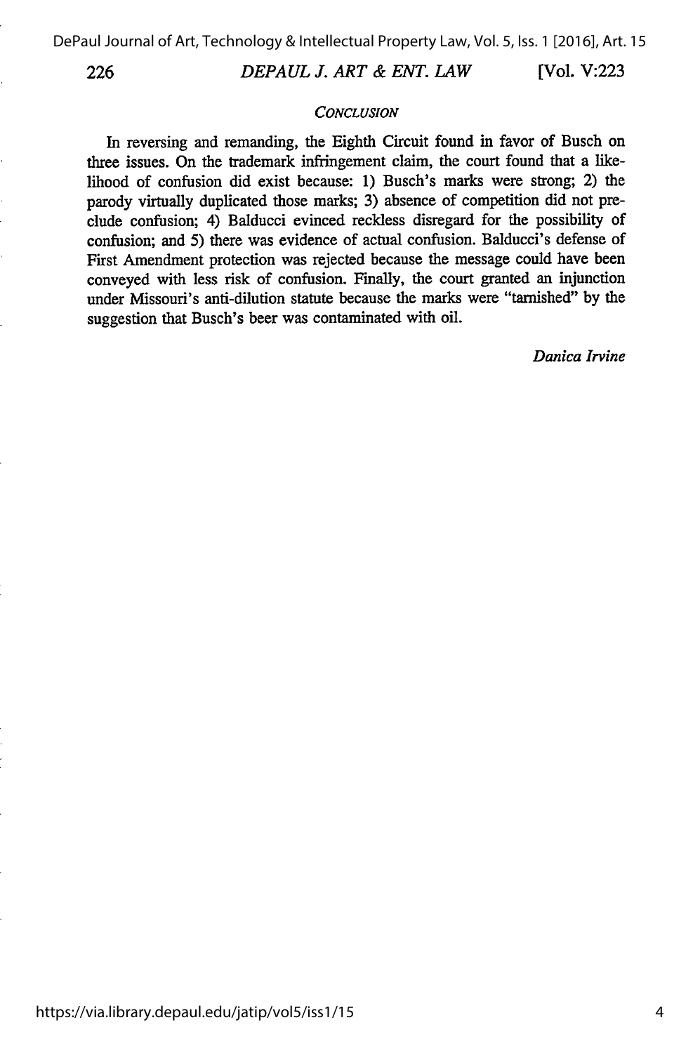## *Conclusion*

In reversing and remanding, the Eighth Circuit found in favor of Busch on three issues. On the trademark infringement claim, the court found that a likelihood of confusion did exist because: 1) Busch's marks were strong; 2) the parody virtually duplicated those marks; 3) absence of competition did not preclude confusion; 4) Balducci evinced reckless disregard for the possibility of confusion; and 5) there was evidence of actual confusion. Balducci's defense of First Amendment protection was rejected because the message could have been conveyed with less risk of confusion. Finally, the court granted an injunction under Missouri's anti-dilution statute because the marks were "tarnished" by the suggestion that Busch's beer was contaminated with oil.

*Danica Irvine*